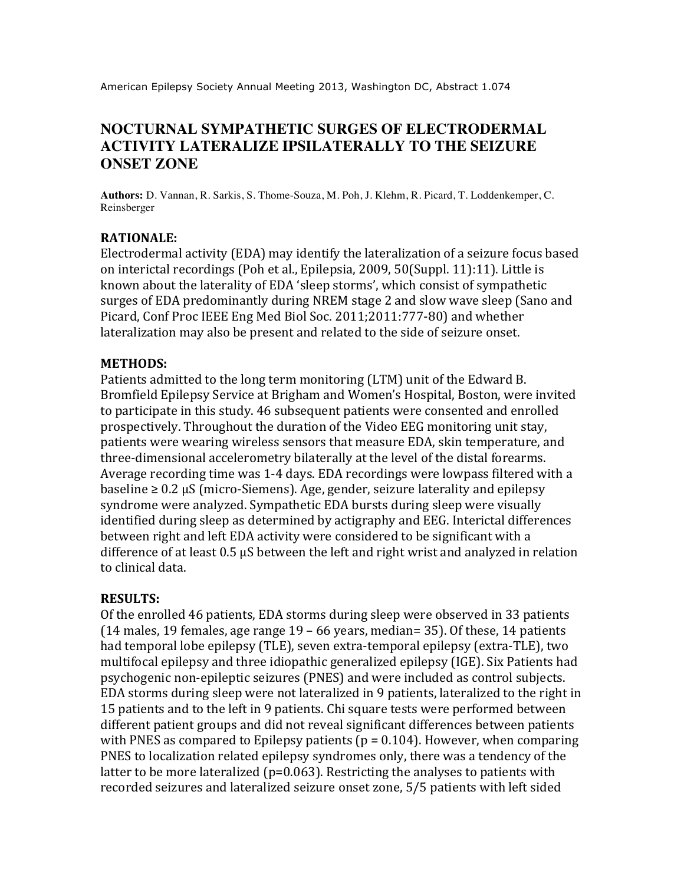American Epilepsy Society Annual Meeting 2013, Washington DC, Abstract 1.074

# NOCTURNAL SYMPATHETIC SURGES OF ELECTRODERMAL ACTIVITY LATERALIZE IPSILATERALLY TO THE SEIZURE ONSET ZONE

**Authors:** D. Vannan, R. Sarkis, S. Thome-Souza, M. Poh, J. Klehm, R. Picard, T. Loddenkemper, C. Reinsberger

## RATIONALE:

Electrodermal activity (EDA) may identify the lateralization of a seizure focus based on interictal recordings (Poh et al., Epilepsia, 2009, 50(Suppl. 11):11). Little is known about the laterality of EDA 'sleep storms', which consist of sympathetic surges of EDA predominantly during NREM stage 2 and slow wave sleep (Sano and Picard, Conf Proc IEEE Eng Med Biol Soc. 2011;2011:777-80) and whether lateralization may also be present and related to the side of seizure onset.

## METHODS:

Patients admitted to the long term monitoring (LTM) unit of the Edward B. Bromfield Epilepsy Service at Brigham and Women's Hospital, Boston, were invited to participate in this study. 46 subsequent patients were consented and enrolled prospectively. Throughout the duration of the Video EEG monitoring unit stay, patients were wearing wireless sensors that measure EDA, skin temperature, and three-dimensional accelerometry bilaterally at the level of the distal forearms. Average recording time was 1-4 days. EDA recordings were lowpass filtered with a baseline ≥ 0.2 μS (micro-Siemens). Age, gender, seizure laterality and epilepsy syndrome were analyzed. Sympathetic EDA bursts during sleep were visually identified during sleep as determined by actigraphy and EEG. Interictal differences between right and left EDA activity were considered to be significant with a difference of at least 0.5 μS between the left and right wrist and analyzed in relation to clinical data.

## RESULTS:

Of the enrolled 46 patients, EDA storms during sleep were observed in 33 patients (14 males, 19 females, age range 19 – 66 years, median= 35). Of these, 14 patients had temporal lobe epilepsy (TLE), seven extra-temporal epilepsy (extra-TLE), two multifocal epilepsy and three idiopathic generalized epilepsy (IGE). Six Patients had psychogenic non-epileptic seizures (PNES) and were included as control subjects. EDA storms during sleep were not lateralized in 9 patients, lateralized to the right in 15 patients and to the left in 9 patients. Chi square tests were performed between different patient groups and did not reveal significant differences between patients with PNES as compared to Epilepsy patients ($p = 0.104$). However, when comparing PNES to localization related epilepsy syndromes only, there was a tendency of the latter to be more lateralized ($p=0.063$). Restricting the analyses to patients with recorded seizures and lateralized seizure onset zone, 5/5 patients with left sided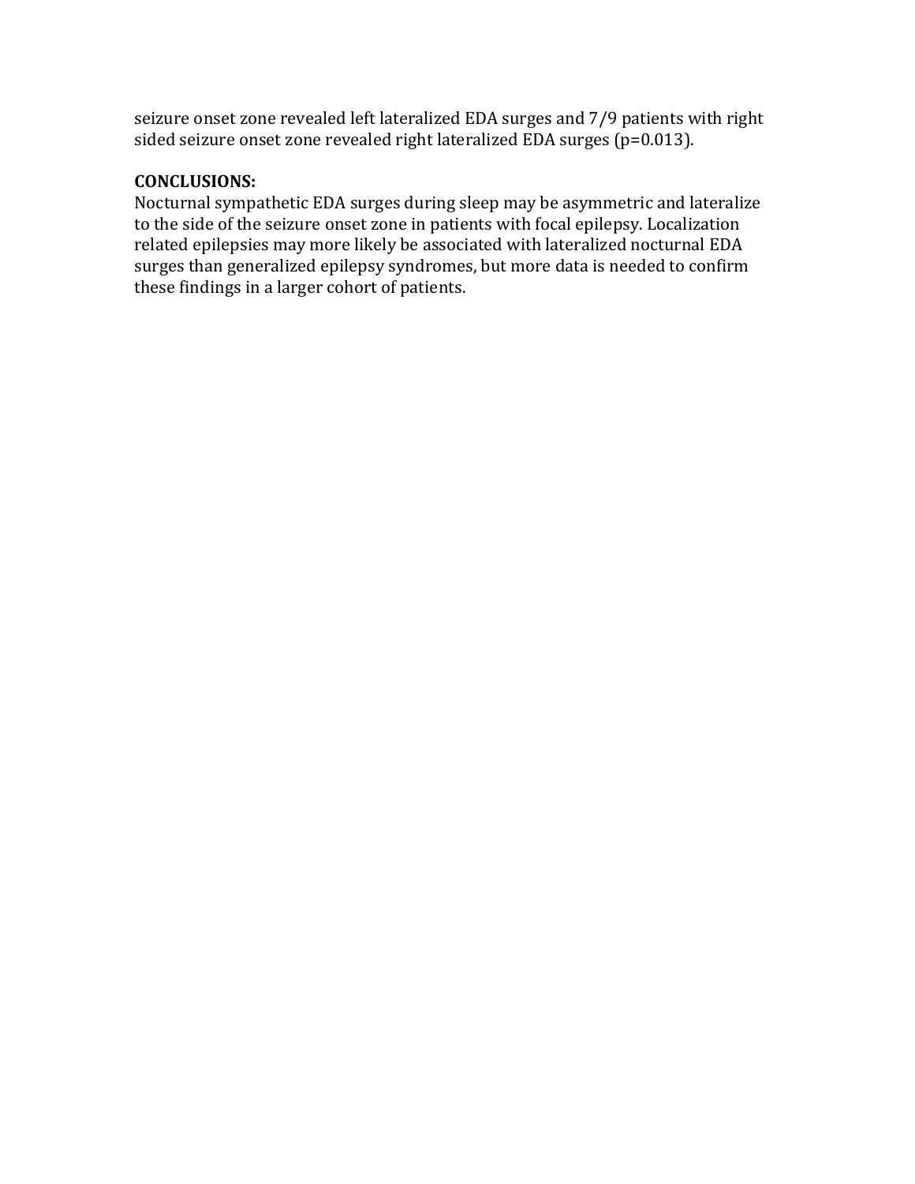seizure onset zone revealed left lateralized EDA surges and 7/9 patients with right sided seizure onset zone revealed right lateralized EDA surges ($p=0.013$).

**CONCLUSIONS:**
Nocturnal sympathetic EDA surges during sleep may be asymmetric and lateralize to the side of the seizure onset zone in patients with focal epilepsy. Localization related epilepsies may more likely be associated with lateralized nocturnal EDA surges than generalized epilepsy syndromes, but more data is needed to confirm these findings in a larger cohort of patients.